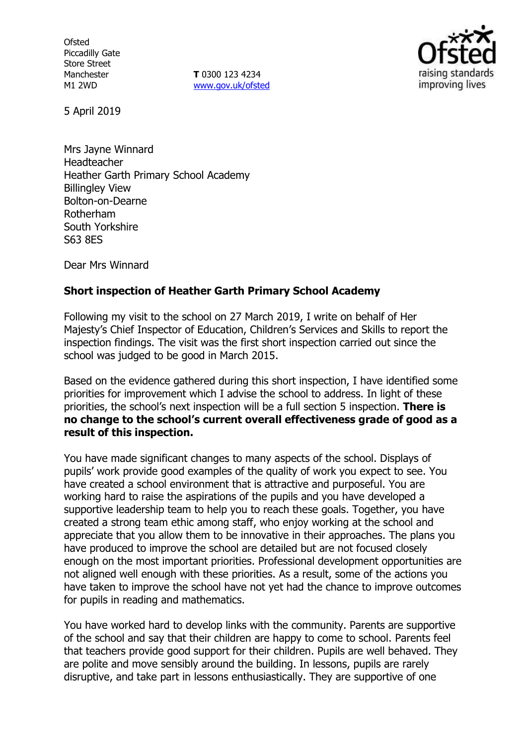Ofsted
Piccadilly Gate
Store Street
Manchester
M1 2WD

**T** 0300 123 4234
www.gov.uk/ofsted

5 April 2019

Mrs Jayne Winnard
Headteacher
Heather Garth Primary School Academy
Billingley View
Bolton-on-Dearne
Rotherham
South Yorkshire
S63 8ES

Dear Mrs Winnard

**Short inspection of Heather Garth Primary School Academy**

Following my visit to the school on 27 March 2019, I write on behalf of Her Majesty's Chief Inspector of Education, Children's Services and Skills to report the inspection findings. The visit was the first short inspection carried out since the school was judged to be good in March 2015.

Based on the evidence gathered during this short inspection, I have identified some priorities for improvement which I advise the school to address. In light of these priorities, the school's next inspection will be a full section 5 inspection. **There is no change to the school's current overall effectiveness grade of good as a result of this inspection.**

You have made significant changes to many aspects of the school. Displays of pupils' work provide good examples of the quality of work you expect to see. You have created a school environment that is attractive and purposeful. You are working hard to raise the aspirations of the pupils and you have developed a supportive leadership team to help you to reach these goals. Together, you have created a strong team ethic among staff, who enjoy working at the school and appreciate that you allow them to be innovative in their approaches. The plans you have produced to improve the school are detailed but are not focused closely enough on the most important priorities. Professional development opportunities are not aligned well enough with these priorities. As a result, some of the actions you have taken to improve the school have not yet had the chance to improve outcomes for pupils in reading and mathematics.

You have worked hard to develop links with the community. Parents are supportive of the school and say that their children are happy to come to school. Parents feel that teachers provide good support for their children. Pupils are well behaved. They are polite and move sensibly around the building. In lessons, pupils are rarely disruptive, and take part in lessons enthusiastically. They are supportive of one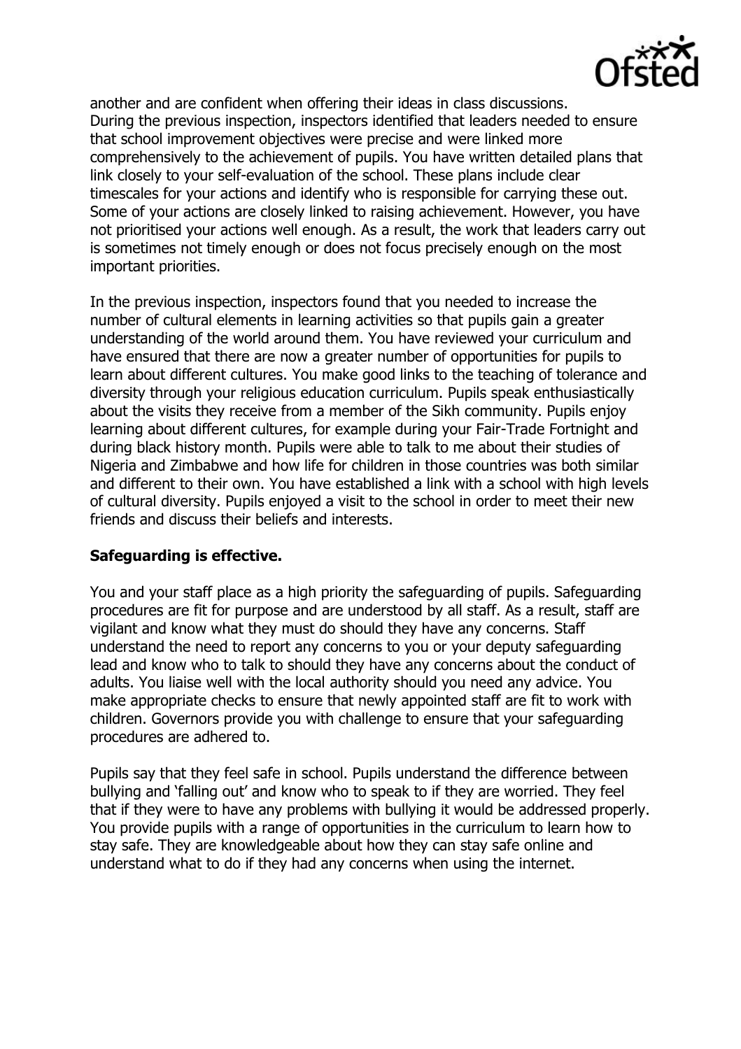another and are confident when offering their ideas in class discussions.
During the previous inspection, inspectors identified that leaders needed to ensure that school improvement objectives were precise and were linked more comprehensively to the achievement of pupils. You have written detailed plans that link closely to your self-evaluation of the school. These plans include clear timescales for your actions and identify who is responsible for carrying these out. Some of your actions are closely linked to raising achievement. However, you have not prioritised your actions well enough. As a result, the work that leaders carry out is sometimes not timely enough or does not focus precisely enough on the most important priorities.

In the previous inspection, inspectors found that you needed to increase the number of cultural elements in learning activities so that pupils gain a greater understanding of the world around them. You have reviewed your curriculum and have ensured that there are now a greater number of opportunities for pupils to learn about different cultures. You make good links to the teaching of tolerance and diversity through your religious education curriculum. Pupils speak enthusiastically about the visits they receive from a member of the Sikh community. Pupils enjoy learning about different cultures, for example during your Fair-Trade Fortnight and during black history month. Pupils were able to talk to me about their studies of Nigeria and Zimbabwe and how life for children in those countries was both similar and different to their own. You have established a link with a school with high levels of cultural diversity. Pupils enjoyed a visit to the school in order to meet their new friends and discuss their beliefs and interests.

**Safeguarding is effective.**

You and your staff place as a high priority the safeguarding of pupils. Safeguarding procedures are fit for purpose and are understood by all staff. As a result, staff are vigilant and know what they must do should they have any concerns. Staff understand the need to report any concerns to you or your deputy safeguarding lead and know who to talk to should they have any concerns about the conduct of adults. You liaise well with the local authority should you need any advice. You make appropriate checks to ensure that newly appointed staff are fit to work with children. Governors provide you with challenge to ensure that your safeguarding procedures are adhered to.

Pupils say that they feel safe in school. Pupils understand the difference between bullying and 'falling out' and know who to speak to if they are worried. They feel that if they were to have any problems with bullying it would be addressed properly. You provide pupils with a range of opportunities in the curriculum to learn how to stay safe. They are knowledgeable about how they can stay safe online and understand what to do if they had any concerns when using the internet.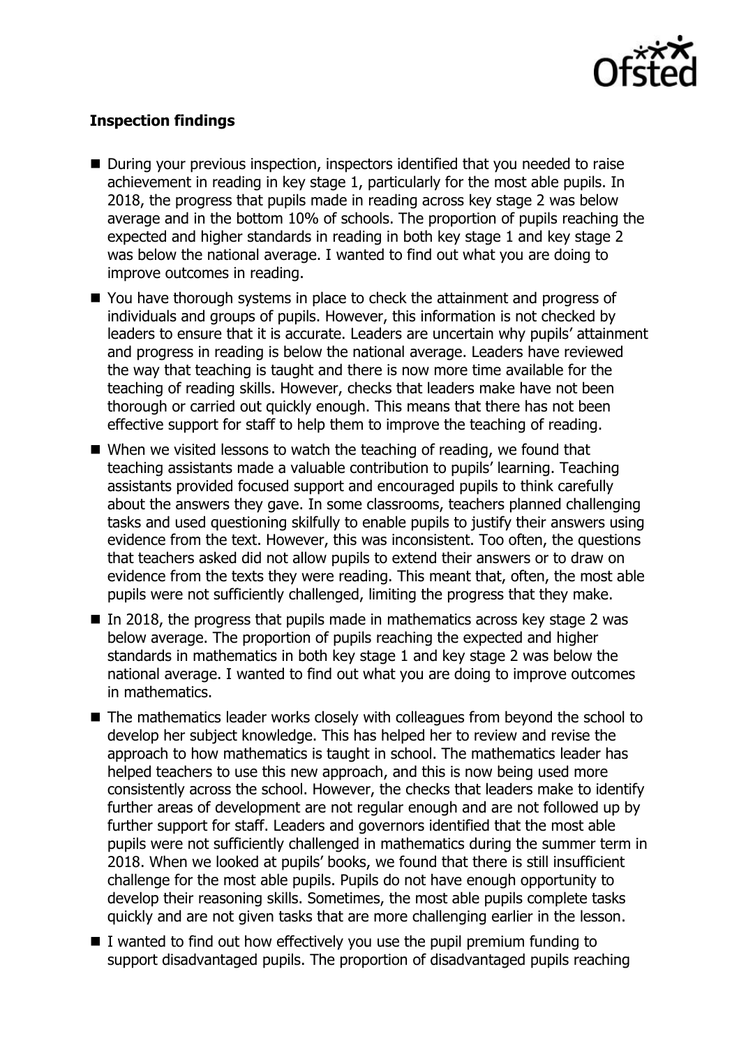**Inspection findings**

- During your previous inspection, inspectors identified that you needed to raise achievement in reading in key stage 1, particularly for the most able pupils. In 2018, the progress that pupils made in reading across key stage 2 was below average and in the bottom 10% of schools. The proportion of pupils reaching the expected and higher standards in reading in both key stage 1 and key stage 2 was below the national average. I wanted to find out what you are doing to improve outcomes in reading.
- You have thorough systems in place to check the attainment and progress of individuals and groups of pupils. However, this information is not checked by leaders to ensure that it is accurate. Leaders are uncertain why pupils' attainment and progress in reading is below the national average. Leaders have reviewed the way that teaching is taught and there is now more time available for the teaching of reading skills. However, checks that leaders make have not been thorough or carried out quickly enough. This means that there has not been effective support for staff to help them to improve the teaching of reading.
- When we visited lessons to watch the teaching of reading, we found that teaching assistants made a valuable contribution to pupils' learning. Teaching assistants provided focused support and encouraged pupils to think carefully about the answers they gave. In some classrooms, teachers planned challenging tasks and used questioning skilfully to enable pupils to justify their answers using evidence from the text. However, this was inconsistent. Too often, the questions that teachers asked did not allow pupils to extend their answers or to draw on evidence from the texts they were reading. This meant that, often, the most able pupils were not sufficiently challenged, limiting the progress that they make.
- In 2018, the progress that pupils made in mathematics across key stage 2 was below average. The proportion of pupils reaching the expected and higher standards in mathematics in both key stage 1 and key stage 2 was below the national average. I wanted to find out what you are doing to improve outcomes in mathematics.
- The mathematics leader works closely with colleagues from beyond the school to develop her subject knowledge. This has helped her to review and revise the approach to how mathematics is taught in school. The mathematics leader has helped teachers to use this new approach, and this is now being used more consistently across the school. However, the checks that leaders make to identify further areas of development are not regular enough and are not followed up by further support for staff. Leaders and governors identified that the most able pupils were not sufficiently challenged in mathematics during the summer term in 2018. When we looked at pupils' books, we found that there is still insufficient challenge for the most able pupils. Pupils do not have enough opportunity to develop their reasoning skills. Sometimes, the most able pupils complete tasks quickly and are not given tasks that are more challenging earlier in the lesson.
- I wanted to find out how effectively you use the pupil premium funding to support disadvantaged pupils. The proportion of disadvantaged pupils reaching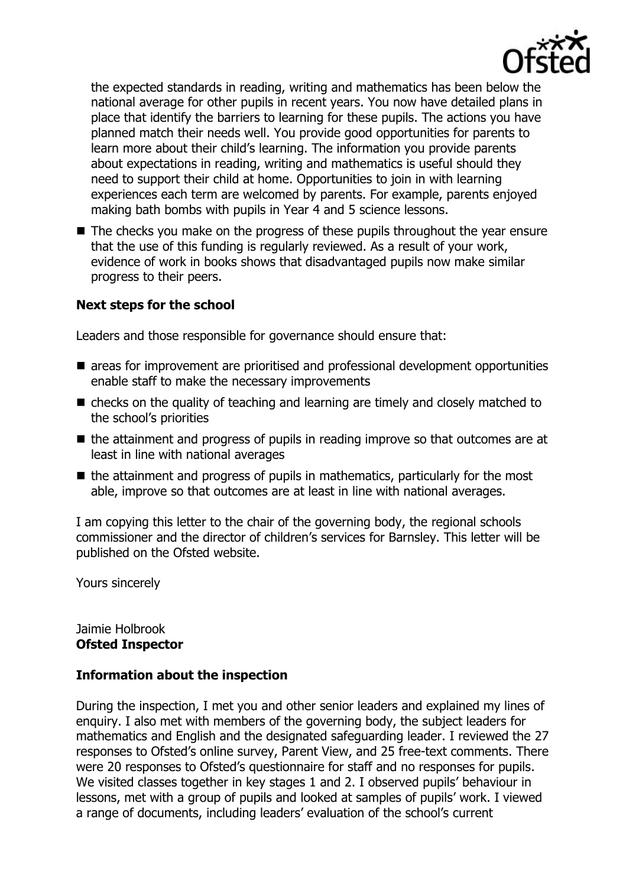the expected standards in reading, writing and mathematics has been below the national average for other pupils in recent years. You now have detailed plans in place that identify the barriers to learning for these pupils. The actions you have planned match their needs well. You provide good opportunities for parents to learn more about their child's learning. The information you provide parents about expectations in reading, writing and mathematics is useful should they need to support their child at home. Opportunities to join in with learning experiences each term are welcomed by parents. For example, parents enjoyed making bath bombs with pupils in Year 4 and 5 science lessons.

- The checks you make on the progress of these pupils throughout the year ensure that the use of this funding is regularly reviewed. As a result of your work, evidence of work in books shows that disadvantaged pupils now make similar progress to their peers.

### Next steps for the school

Leaders and those responsible for governance should ensure that:

- areas for improvement are prioritised and professional development opportunities enable staff to make the necessary improvements
- checks on the quality of teaching and learning are timely and closely matched to the school's priorities
- the attainment and progress of pupils in reading improve so that outcomes are at least in line with national averages
- the attainment and progress of pupils in mathematics, particularly for the most able, improve so that outcomes are at least in line with national averages.

I am copying this letter to the chair of the governing body, the regional schools commissioner and the director of children's services for Barnsley. This letter will be published on the Ofsted website.

Yours sincerely

Jaimie Holbrook
**Ofsted Inspector**

### Information about the inspection

During the inspection, I met you and other senior leaders and explained my lines of enquiry. I also met with members of the governing body, the subject leaders for mathematics and English and the designated safeguarding leader. I reviewed the 27 responses to Ofsted's online survey, Parent View, and 25 free-text comments. There were 20 responses to Ofsted's questionnaire for staff and no responses for pupils. We visited classes together in key stages 1 and 2. I observed pupils' behaviour in lessons, met with a group of pupils and looked at samples of pupils' work. I viewed a range of documents, including leaders' evaluation of the school's current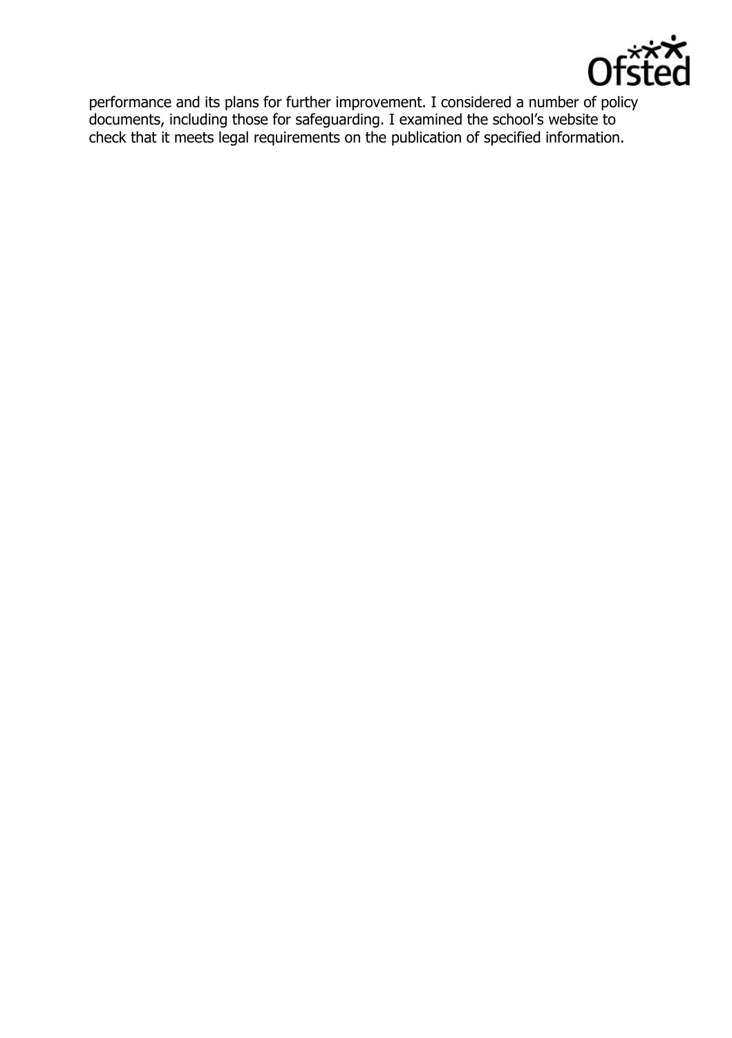performance and its plans for further improvement. I considered a number of policy documents, including those for safeguarding. I examined the school's website to check that it meets legal requirements on the publication of specified information.